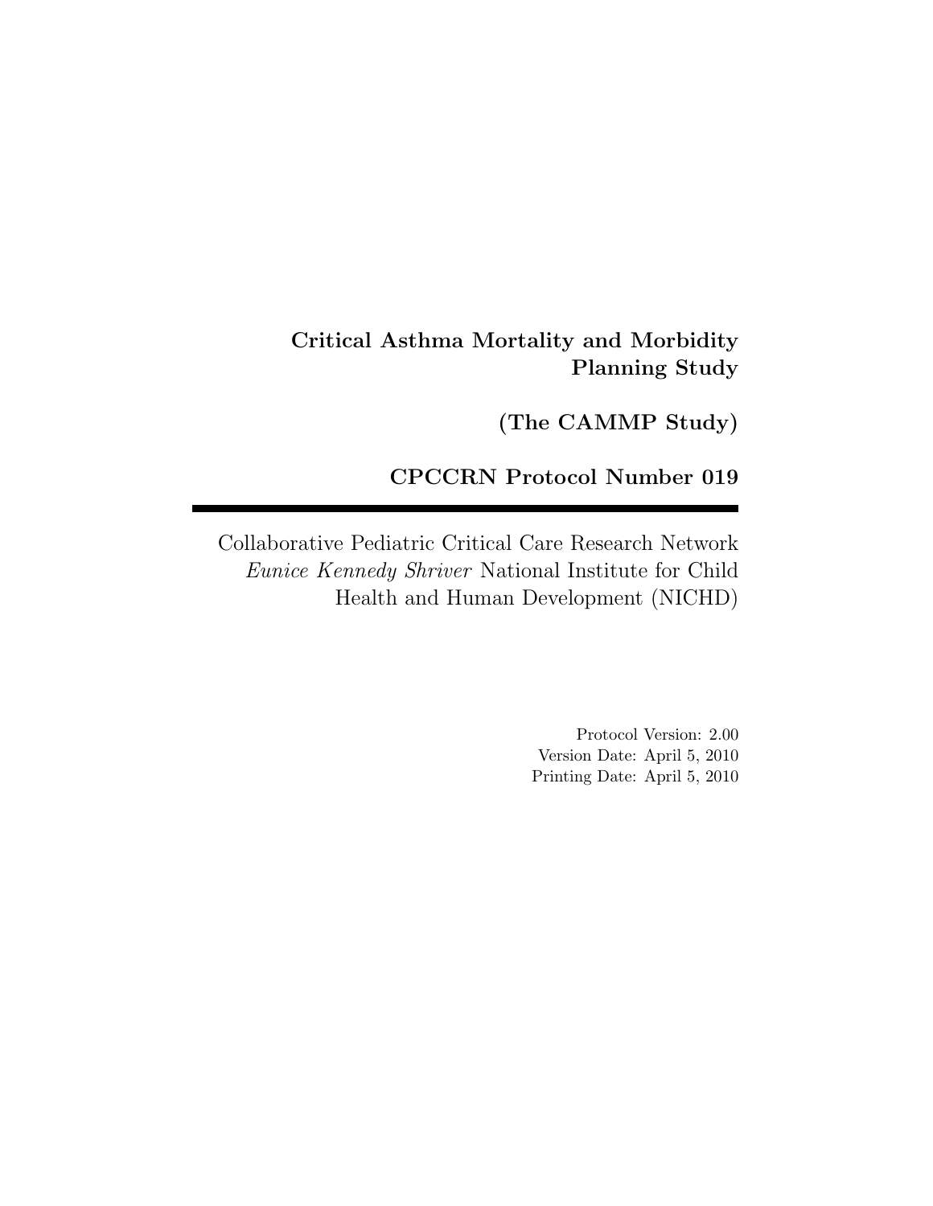# Critical Asthma Mortality and Morbidity Planning Study

## (The CAMMP Study)

## CPCCRN Protocol Number 019

---

Collaborative Pediatric Critical Care Research Network
*Eunice Kennedy Shriver* National Institute for Child Health and Human Development (NICHD)

Protocol Version: 2.00
Version Date: April 5, 2010
Printing Date: April 5, 2010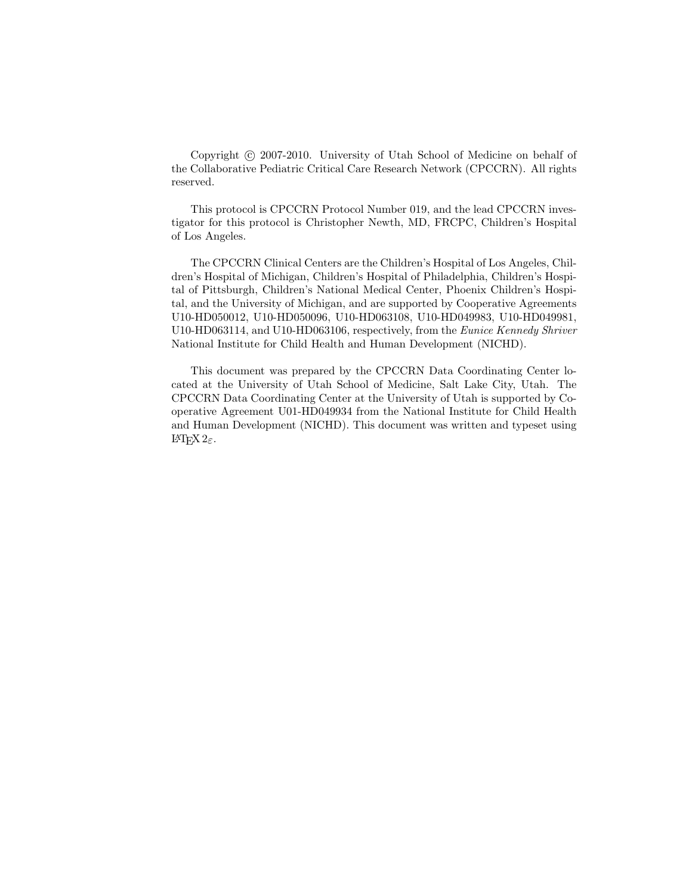Copyright © 2007-2010. University of Utah School of Medicine on behalf of the Collaborative Pediatric Critical Care Research Network (CPCCRN). All rights reserved.

This protocol is CPCCRN Protocol Number 019, and the lead CPCCRN investigator for this protocol is Christopher Newth, MD, FRCPC, Children's Hospital of Los Angeles.

The CPCCRN Clinical Centers are the Children's Hospital of Los Angeles, Children's Hospital of Michigan, Children's Hospital of Philadelphia, Children's Hospital of Pittsburgh, Children's National Medical Center, Phoenix Children's Hospital, and the University of Michigan, and are supported by Cooperative Agreements U10-HD050012, U10-HD050096, U10-HD063108, U10-HD049983, U10-HD049981, U10-HD063114, and U10-HD063106, respectively, from the *Eunice Kennedy Shriver* National Institute for Child Health and Human Development (NICHD).

This document was prepared by the CPCCRN Data Coordinating Center located at the University of Utah School of Medicine, Salt Lake City, Utah. The CPCCRN Data Coordinating Center at the University of Utah is supported by Cooperative Agreement U01-HD049934 from the National Institute for Child Health and Human Development (NICHD). This document was written and typeset using $\LaTeX 2_\varepsilon$.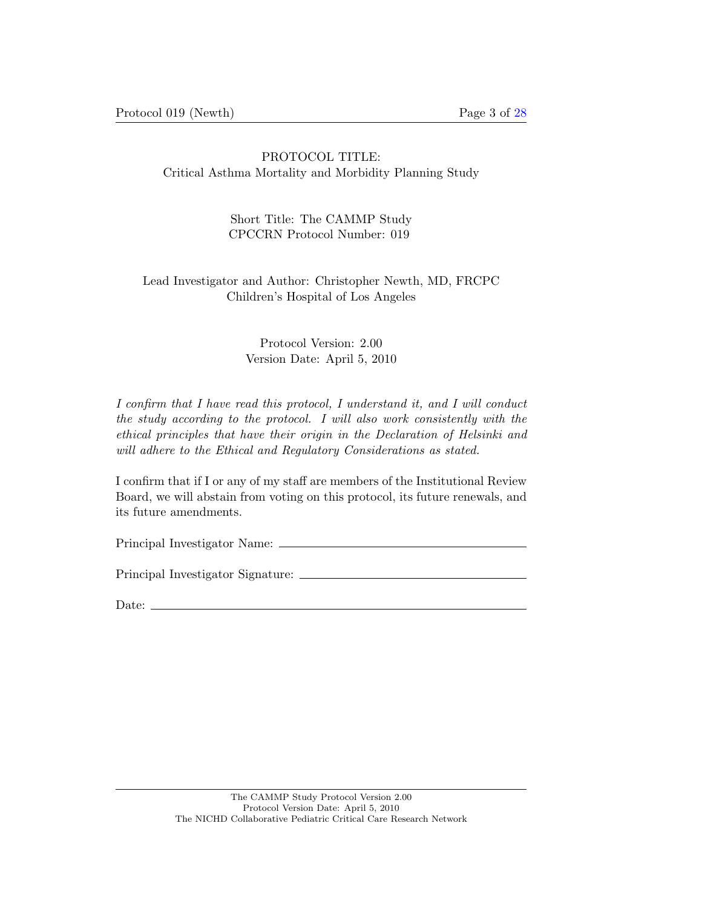PROTOCOL TITLE:
Critical Asthma Mortality and Morbidity Planning Study

Short Title: The CAMMP Study
CPCCRN Protocol Number: 019

Lead Investigator and Author: Christopher Newth, MD, FRCPC
Children's Hospital of Los Angeles

Protocol Version: 2.00
Version Date: April 5, 2010

*I confirm that I have read this protocol, I understand it, and I will conduct the study according to the protocol. I will also work consistently with the ethical principles that have their origin in the Declaration of Helsinki and will adhere to the Ethical and Regulatory Considerations as stated.*

I confirm that if I or any of my staff are members of the Institutional Review Board, we will abstain from voting on this protocol, its future renewals, and its future amendments.

Principal Investigator Name: ______________________________

Principal Investigator Signature: ______________________________

Date: ______________________________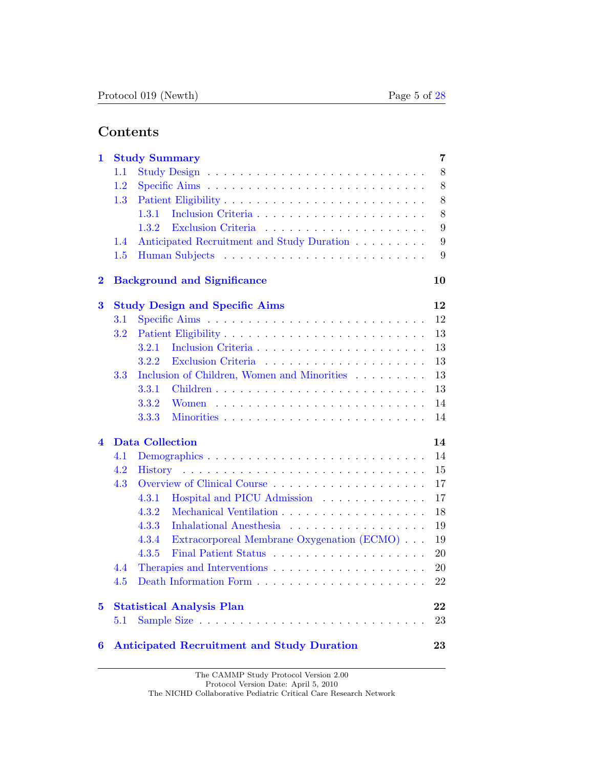# Contents

| | | |
|---|---|---|
| **1** | **Study Summary** | **7** |
| 1.1 | Study Design | 8 |
| 1.2 | Specific Aims | 8 |
| 1.3 | Patient Eligibility | 8 |
| 1.3.1 | Inclusion Criteria | 8 |
| 1.3.2 | Exclusion Criteria | 9 |
| 1.4 | Anticipated Recruitment and Study Duration | 9 |
| 1.5 | Human Subjects | 9 |
| **2** | **Background and Significance** | **10** |
| **3** | **Study Design and Specific Aims** | **12** |
| 3.1 | Specific Aims | 12 |
| 3.2 | Patient Eligibility | 13 |
| 3.2.1 | Inclusion Criteria | 13 |
| 3.2.2 | Exclusion Criteria | 13 |
| 3.3 | Inclusion of Children, Women and Minorities | 13 |
| 3.3.1 | Children | 13 |
| 3.3.2 | Women | 14 |
| 3.3.3 | Minorities | 14 |
| **4** | **Data Collection** | **14** |
| 4.1 | Demographics | 14 |
| 4.2 | History | 15 |
| 4.3 | Overview of Clinical Course | 17 |
| 4.3.1 | Hospital and PICU Admission | 17 |
| 4.3.2 | Mechanical Ventilation | 18 |
| 4.3.3 | Inhalational Anesthesia | 19 |
| 4.3.4 | Extracorporeal Membrane Oxygenation (ECMO) | 19 |
| 4.3.5 | Final Patient Status | 20 |
| 4.4 | Therapies and Interventions | 20 |
| 4.5 | Death Information Form | 22 |
| **5** | **Statistical Analysis Plan** | **22** |
| 5.1 | Sample Size | 23 |
| **6** | **Anticipated Recruitment and Study Duration** | **23** |

The CAMMP Study Protocol Version 2.00
Protocol Version Date: April 5, 2010
The NICHD Collaborative Pediatric Critical Care Research Network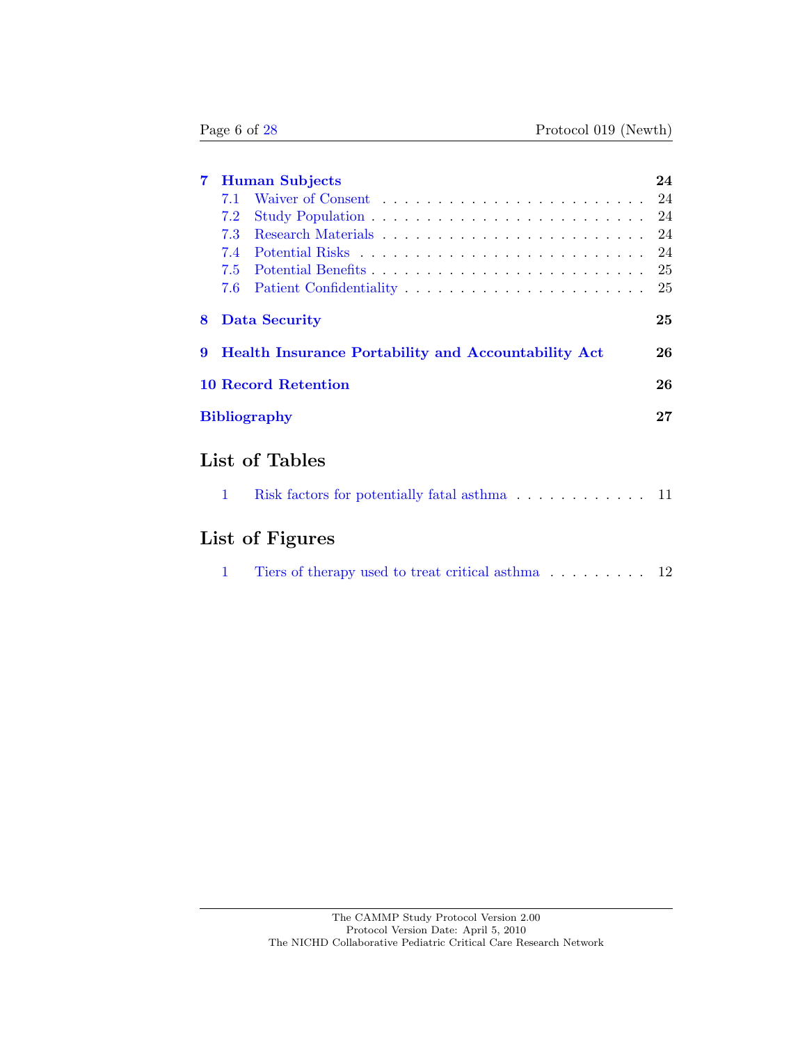**7 Human Subjects** ..... 24

- 7.1 Waiver of Consent ..... 24
- 7.2 Study Population ..... 24
- 7.3 Research Materials ..... 24
- 7.4 Potential Risks ..... 24
- 7.5 Potential Benefits ..... 25
- 7.6 Patient Confidentiality ..... 25

**8 Data Security** ..... 25

**9 Health Insurance Portability and Accountability Act** ..... 26

**10 Record Retention** ..... 26

**Bibliography** ..... 27

## List of Tables

1 Risk factors for potentially fatal asthma ..... 11

## List of Figures

1 Tiers of therapy used to treat critical asthma ..... 12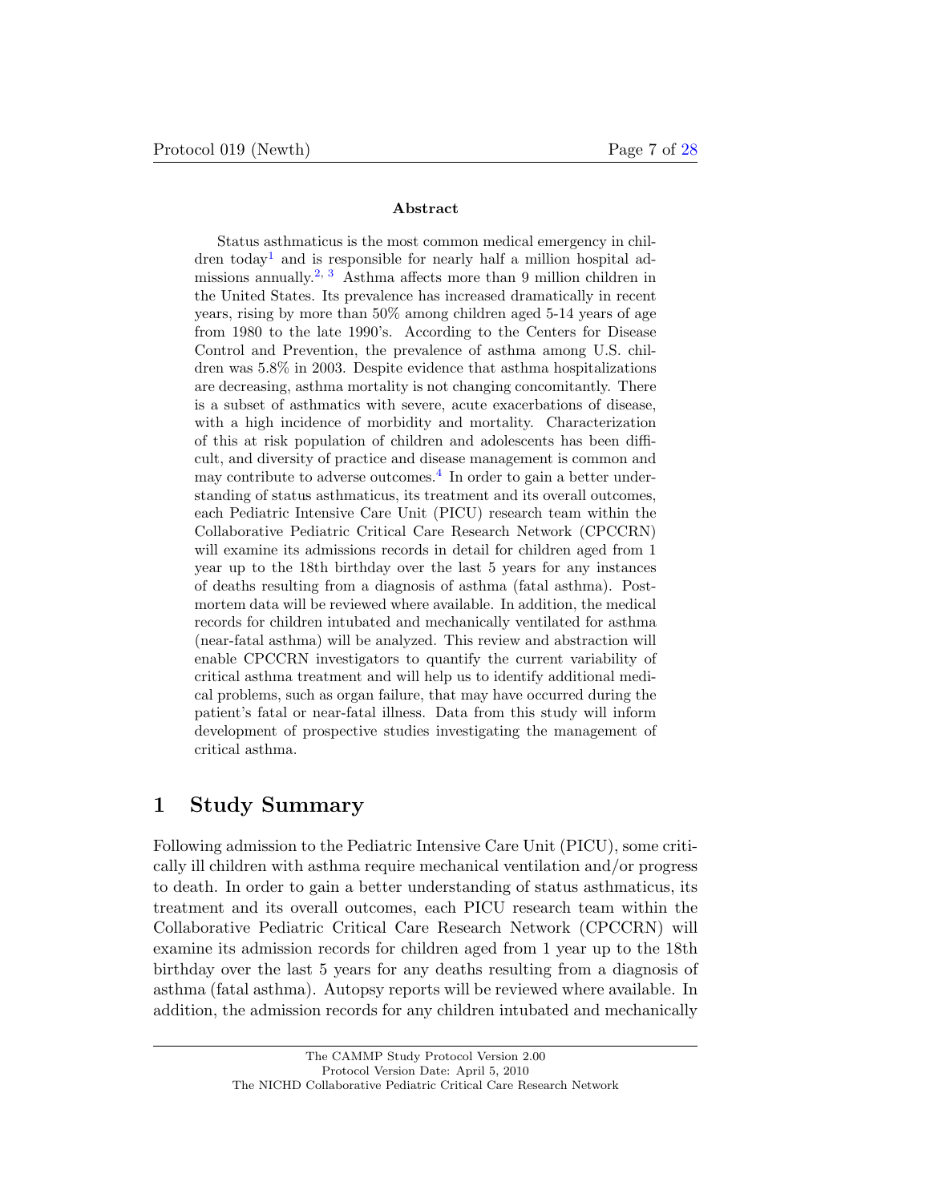**Abstract**

Status asthmaticus is the most common medical emergency in children today[1] and is responsible for nearly half a million hospital admissions annually.[2, 3] Asthma affects more than 9 million children in the United States. Its prevalence has increased dramatically in recent years, rising by more than 50% among children aged 5-14 years of age from 1980 to the late 1990's. According to the Centers for Disease Control and Prevention, the prevalence of asthma among U.S. children was 5.8% in 2003. Despite evidence that asthma hospitalizations are decreasing, asthma mortality is not changing concomitantly. There is a subset of asthmatics with severe, acute exacerbations of disease, with a high incidence of morbidity and mortality. Characterization of this at risk population of children and adolescents has been difficult, and diversity of practice and disease management is common and may contribute to adverse outcomes.[4] In order to gain a better understanding of status asthmaticus, its treatment and its overall outcomes, each Pediatric Intensive Care Unit (PICU) research team within the Collaborative Pediatric Critical Care Research Network (CPCCRN) will examine its admissions records in detail for children aged from 1 year up to the 18th birthday over the last 5 years for any instances of deaths resulting from a diagnosis of asthma (fatal asthma). Postmortem data will be reviewed where available. In addition, the medical records for children intubated and mechanically ventilated for asthma (near-fatal asthma) will be analyzed. This review and abstraction will enable CPCCRN investigators to quantify the current variability of critical asthma treatment and will help us to identify additional medical problems, such as organ failure, that may have occurred during the patient's fatal or near-fatal illness. Data from this study will inform development of prospective studies investigating the management of critical asthma.

# 1 Study Summary

Following admission to the Pediatric Intensive Care Unit (PICU), some critically ill children with asthma require mechanical ventilation and/or progress to death. In order to gain a better understanding of status asthmaticus, its treatment and its overall outcomes, each PICU research team within the Collaborative Pediatric Critical Care Research Network (CPCCRN) will examine its admission records for children aged from 1 year up to the 18th birthday over the last 5 years for any deaths resulting from a diagnosis of asthma (fatal asthma). Autopsy reports will be reviewed where available. In addition, the admission records for any children intubated and mechanically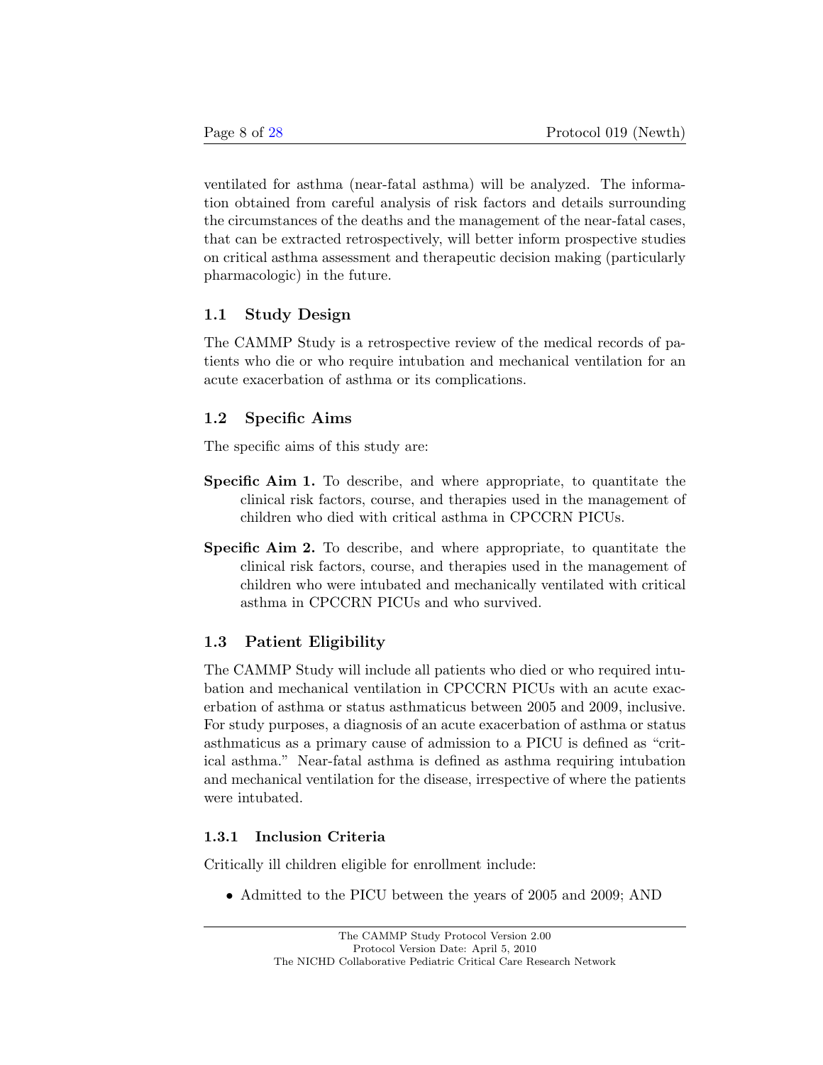ventilated for asthma (near-fatal asthma) will be analyzed. The information obtained from careful analysis of risk factors and details surrounding the circumstances of the deaths and the management of the near-fatal cases, that can be extracted retrospectively, will better inform prospective studies on critical asthma assessment and therapeutic decision making (particularly pharmacologic) in the future.

## 1.1 Study Design

The CAMMP Study is a retrospective review of the medical records of patients who die or who require intubation and mechanical ventilation for an acute exacerbation of asthma or its complications.

## 1.2 Specific Aims

The specific aims of this study are:

**Specific Aim 1.** To describe, and where appropriate, to quantitate the clinical risk factors, course, and therapies used in the management of children who died with critical asthma in CPCCRN PICUs.

**Specific Aim 2.** To describe, and where appropriate, to quantitate the clinical risk factors, course, and therapies used in the management of children who were intubated and mechanically ventilated with critical asthma in CPCCRN PICUs and who survived.

## 1.3 Patient Eligibility

The CAMMP Study will include all patients who died or who required intubation and mechanical ventilation in CPCCRN PICUs with an acute exacerbation of asthma or status asthmaticus between 2005 and 2009, inclusive. For study purposes, a diagnosis of an acute exacerbation of asthma or status asthmaticus as a primary cause of admission to a PICU is defined as "critical asthma." Near-fatal asthma is defined as asthma requiring intubation and mechanical ventilation for the disease, irrespective of where the patients were intubated.

### 1.3.1 Inclusion Criteria

Critically ill children eligible for enrollment include:

- Admitted to the PICU between the years of 2005 and 2009; AND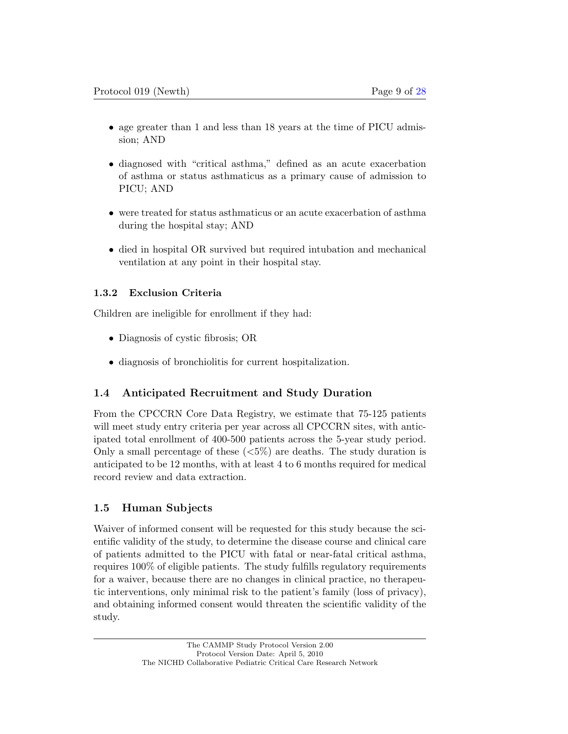- age greater than 1 and less than 18 years at the time of PICU admission; AND
- diagnosed with "critical asthma," defined as an acute exacerbation of asthma or status asthmaticus as a primary cause of admission to PICU; AND
- were treated for status asthmaticus or an acute exacerbation of asthma during the hospital stay; AND
- died in hospital OR survived but required intubation and mechanical ventilation at any point in their hospital stay.

### 1.3.2 Exclusion Criteria

Children are ineligible for enrollment if they had:

- Diagnosis of cystic fibrosis; OR
- diagnosis of bronchiolitis for current hospitalization.

## 1.4 Anticipated Recruitment and Study Duration

From the CPCCRN Core Data Registry, we estimate that 75-125 patients will meet study entry criteria per year across all CPCCRN sites, with anticipated total enrollment of 400-500 patients across the 5-year study period. Only a small percentage of these (<5%) are deaths. The study duration is anticipated to be 12 months, with at least 4 to 6 months required for medical record review and data extraction.

## 1.5 Human Subjects

Waiver of informed consent will be requested for this study because the scientific validity of the study, to determine the disease course and clinical care of patients admitted to the PICU with fatal or near-fatal critical asthma, requires 100% of eligible patients. The study fulfills regulatory requirements for a waiver, because there are no changes in clinical practice, no therapeutic interventions, only minimal risk to the patient's family (loss of privacy), and obtaining informed consent would threaten the scientific validity of the study.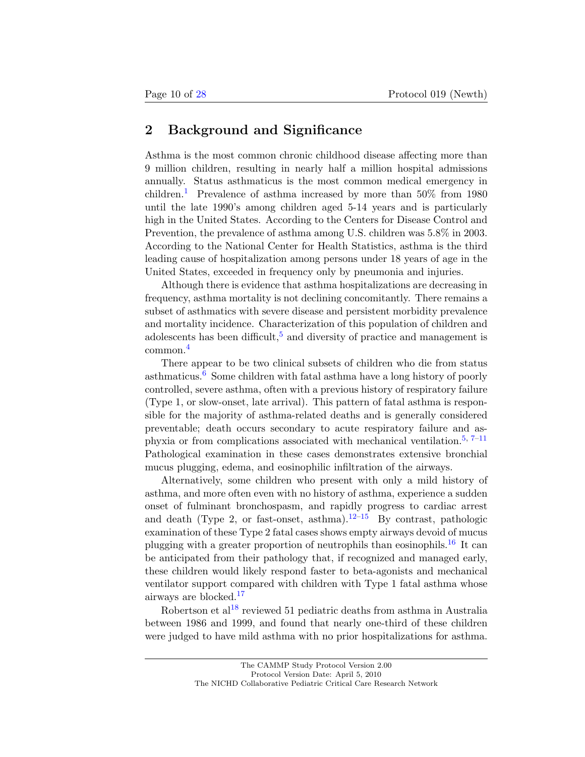## 2 Background and Significance

Asthma is the most common chronic childhood disease affecting more than 9 million children, resulting in nearly half a million hospital admissions annually. Status asthmaticus is the most common medical emergency in children.[1] Prevalence of asthma increased by more than 50% from 1980 until the late 1990's among children aged 5-14 years and is particularly high in the United States. According to the Centers for Disease Control and Prevention, the prevalence of asthma among U.S. children was 5.8% in 2003. According to the National Center for Health Statistics, asthma is the third leading cause of hospitalization among persons under 18 years of age in the United States, exceeded in frequency only by pneumonia and injuries.

Although there is evidence that asthma hospitalizations are decreasing in frequency, asthma mortality is not declining concomitantly. There remains a subset of asthmatics with severe disease and persistent morbidity prevalence and mortality incidence. Characterization of this population of children and adolescents has been difficult,[5] and diversity of practice and management is common.[4]

There appear to be two clinical subsets of children who die from status asthmaticus.[6] Some children with fatal asthma have a long history of poorly controlled, severe asthma, often with a previous history of respiratory failure (Type 1, or slow-onset, late arrival). This pattern of fatal asthma is responsible for the majority of asthma-related deaths and is generally considered preventable; death occurs secondary to acute respiratory failure and asphyxia or from complications associated with mechanical ventilation.[5, 7–11] Pathological examination in these cases demonstrates extensive bronchial mucus plugging, edema, and eosinophilic infiltration of the airways.

Alternatively, some children who present with only a mild history of asthma, and more often even with no history of asthma, experience a sudden onset of fulminant bronchospasm, and rapidly progress to cardiac arrest and death (Type 2, or fast-onset, asthma).[12–15] By contrast, pathologic examination of these Type 2 fatal cases shows empty airways devoid of mucus plugging with a greater proportion of neutrophils than eosinophils.[16] It can be anticipated from their pathology that, if recognized and managed early, these children would likely respond faster to beta-agonists and mechanical ventilator support compared with children with Type 1 fatal asthma whose airways are blocked.[17]

Robertson et al[18] reviewed 51 pediatric deaths from asthma in Australia between 1986 and 1999, and found that nearly one-third of these children were judged to have mild asthma with no prior hospitalizations for asthma.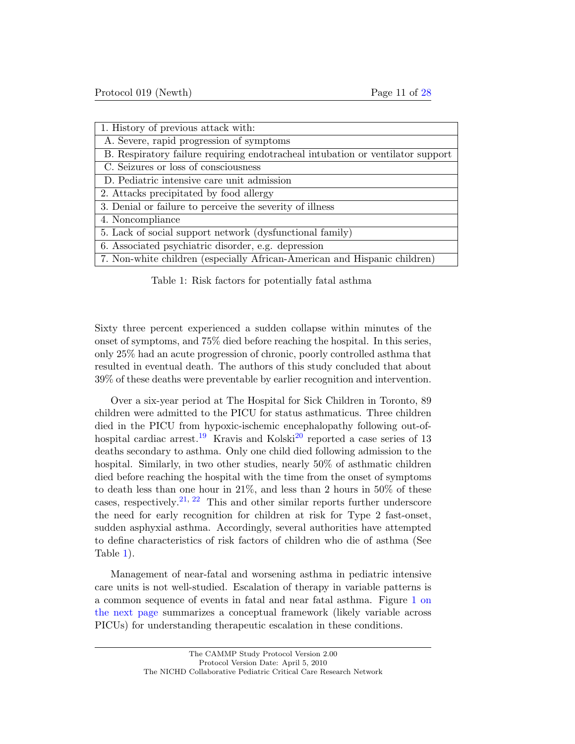| 1. History of previous attack with: |
|---|
| A. Severe, rapid progression of symptoms |
| B. Respiratory failure requiring endotracheal intubation or ventilator support |
| C. Seizures or loss of consciousness |
| D. Pediatric intensive care unit admission |
| 2. Attacks precipitated by food allergy |
| 3. Denial or failure to perceive the severity of illness |
| 4. Noncompliance |
| 5. Lack of social support network (dysfunctional family) |
| 6. Associated psychiatric disorder, e.g. depression |
| 7. Non-white children (especially African-American and Hispanic children) |

Table 1: Risk factors for potentially fatal asthma

Sixty three percent experienced a sudden collapse within minutes of the onset of symptoms, and 75% died before reaching the hospital. In this series, only 25% had an acute progression of chronic, poorly controlled asthma that resulted in eventual death. The authors of this study concluded that about 39% of these deaths were preventable by earlier recognition and intervention.

Over a six-year period at The Hospital for Sick Children in Toronto, 89 children were admitted to the PICU for status asthmaticus. Three children died in the PICU from hypoxic-ischemic encephalopathy following out-of-hospital cardiac arrest.[19] Kravis and Kolski[20] reported a case series of 13 deaths secondary to asthma. Only one child died following admission to the hospital. Similarly, in two other studies, nearly 50% of asthmatic children died before reaching the hospital with the time from the onset of symptoms to death less than one hour in 21%, and less than 2 hours in 50% of these cases, respectively.[21, 22] This and other similar reports further underscore the need for early recognition for children at risk for Type 2 fast-onset, sudden asphyxial asthma. Accordingly, several authorities have attempted to define characteristics of risk factors of children who die of asthma (See Table 1).

Management of near-fatal and worsening asthma in pediatric intensive care units is not well-studied. Escalation of therapy in variable patterns is a common sequence of events in fatal and near fatal asthma. Figure 1 on the next page summarizes a conceptual framework (likely variable across PICUs) for understanding therapeutic escalation in these conditions.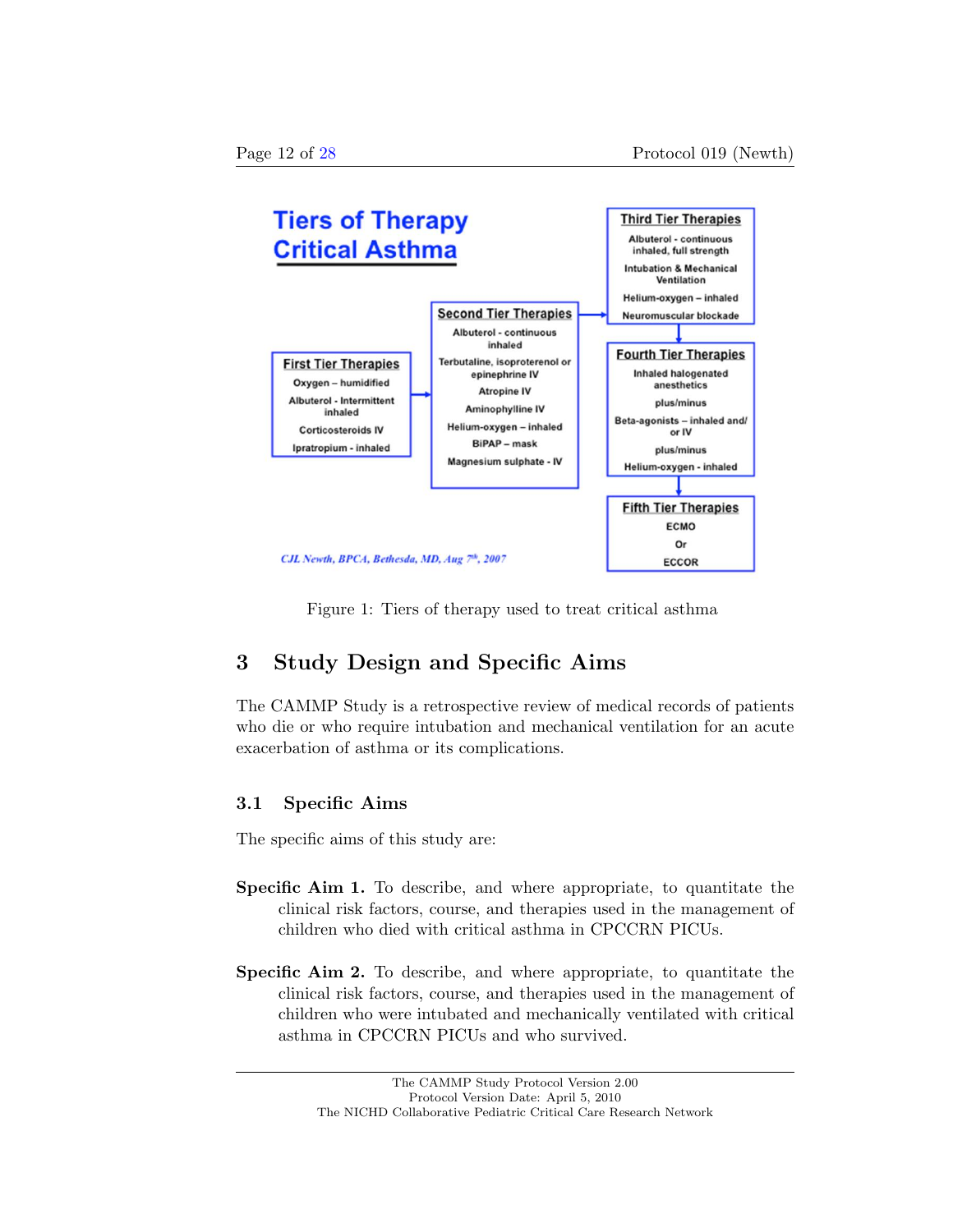Tiers of Therapy
Critical Asthma

**First Tier Therapies**
- Oxygen – humidified
- Albuterol - Intermittent inhaled
- Corticosteroids IV
- Ipratropium - inhaled

**Second Tier Therapies**
- Albuterol - continuous inhaled
- Terbutaline, isoproterenol or epinephrine IV
- Atropine IV
- Aminophylline IV
- Helium-oxygen – inhaled
- BiPAP – mask
- Magnesium sulphate - IV

**Third Tier Therapies**
- Albuterol - continuous inhaled, full strength
- Intubation & Mechanical Ventilation
- Helium-oxygen – inhaled
- Neuromuscular blockade

**Fourth Tier Therapies**
- Inhaled halogenated anesthetics
- plus/minus
- Beta-agonists – inhaled and/ or IV
- plus/minus
- Helium-oxygen - inhaled

**Fifth Tier Therapies**
- ECMO
- Or
- ECCOR

*CJL Newth, BPCA, Bethesda, MD, Aug 7th, 2007*

Figure 1: Tiers of therapy used to treat critical asthma

## 3 Study Design and Specific Aims

The CAMMP Study is a retrospective review of medical records of patients who die or who require intubation and mechanical ventilation for an acute exacerbation of asthma or its complications.

### 3.1 Specific Aims

The specific aims of this study are:

**Specific Aim 1.** To describe, and where appropriate, to quantitate the clinical risk factors, course, and therapies used in the management of children who died with critical asthma in CPCCRN PICUs.

**Specific Aim 2.** To describe, and where appropriate, to quantitate the clinical risk factors, course, and therapies used in the management of children who were intubated and mechanically ventilated with critical asthma in CPCCRN PICUs and who survived.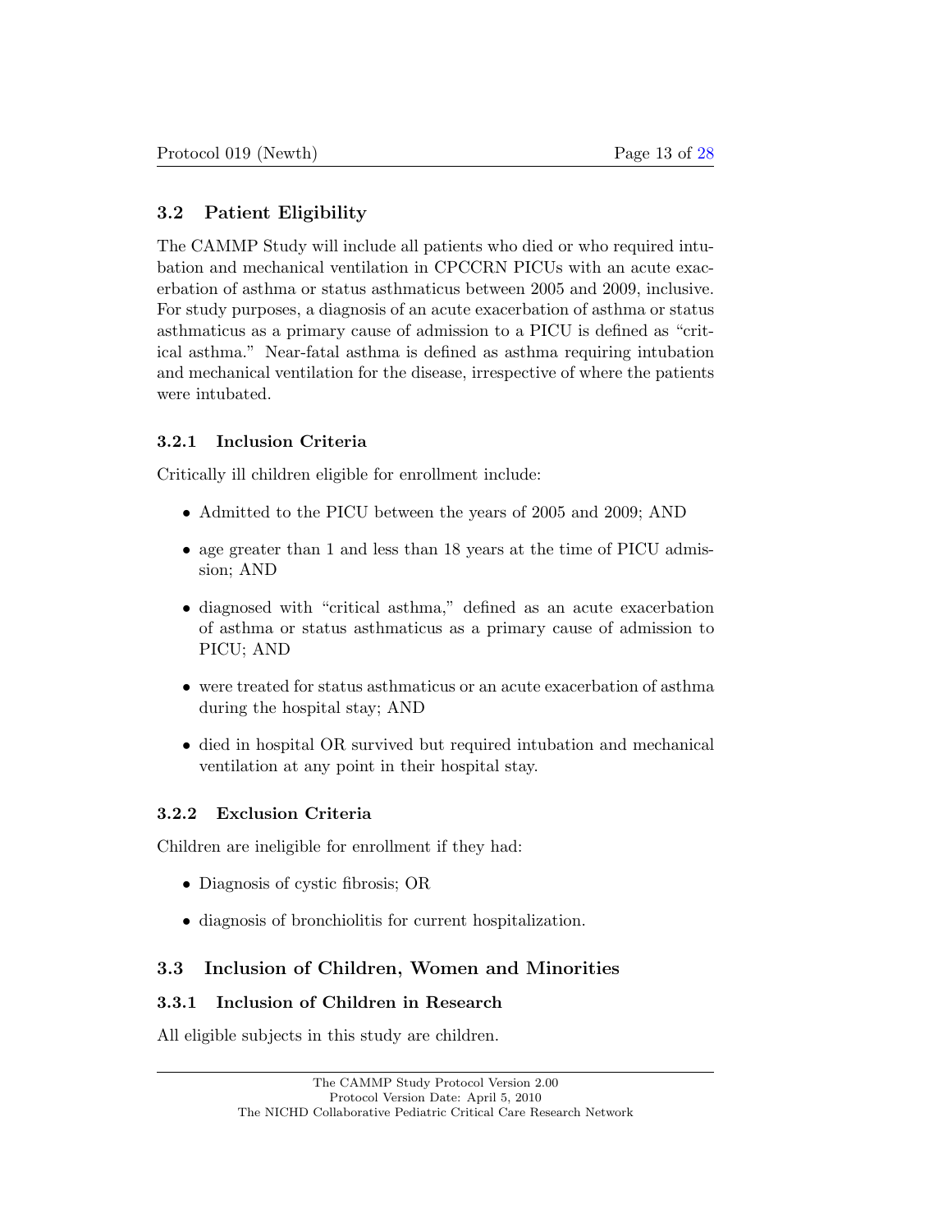### 3.2 Patient Eligibility

The CAMMP Study will include all patients who died or who required intubation and mechanical ventilation in CPCCRN PICUs with an acute exacerbation of asthma or status asthmaticus between 2005 and 2009, inclusive. For study purposes, a diagnosis of an acute exacerbation of asthma or status asthmaticus as a primary cause of admission to a PICU is defined as "critical asthma." Near-fatal asthma is defined as asthma requiring intubation and mechanical ventilation for the disease, irrespective of where the patients were intubated.

#### 3.2.1 Inclusion Criteria

Critically ill children eligible for enrollment include:

- Admitted to the PICU between the years of 2005 and 2009; AND
- age greater than 1 and less than 18 years at the time of PICU admission; AND
- diagnosed with "critical asthma," defined as an acute exacerbation of asthma or status asthmaticus as a primary cause of admission to PICU; AND
- were treated for status asthmaticus or an acute exacerbation of asthma during the hospital stay; AND
- died in hospital OR survived but required intubation and mechanical ventilation at any point in their hospital stay.

#### 3.2.2 Exclusion Criteria

Children are ineligible for enrollment if they had:

- Diagnosis of cystic fibrosis; OR
- diagnosis of bronchiolitis for current hospitalization.

### 3.3 Inclusion of Children, Women and Minorities

#### 3.3.1 Inclusion of Children in Research

All eligible subjects in this study are children.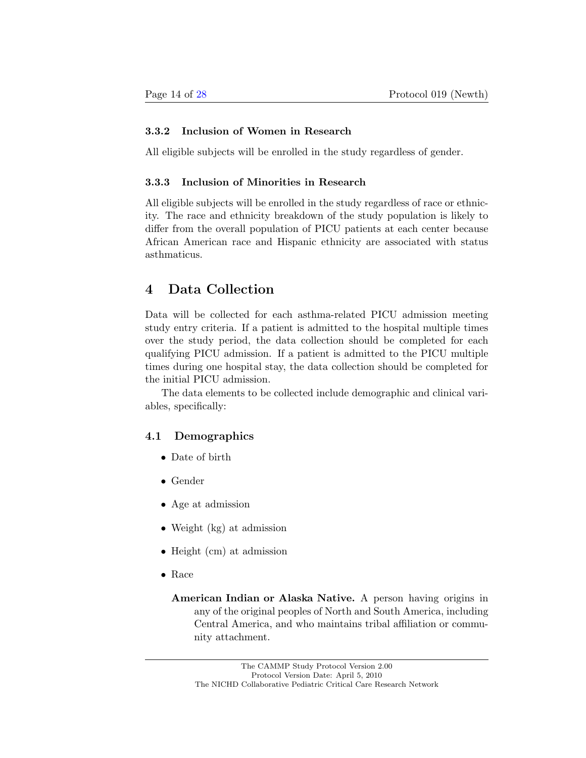### 3.3.2 Inclusion of Women in Research

All eligible subjects will be enrolled in the study regardless of gender.

### 3.3.3 Inclusion of Minorities in Research

All eligible subjects will be enrolled in the study regardless of race or ethnicity. The race and ethnicity breakdown of the study population is likely to differ from the overall population of PICU patients at each center because African American race and Hispanic ethnicity are associated with status asthmaticus.

# 4 Data Collection

Data will be collected for each asthma-related PICU admission meeting study entry criteria. If a patient is admitted to the hospital multiple times over the study period, the data collection should be completed for each qualifying PICU admission. If a patient is admitted to the PICU multiple times during one hospital stay, the data collection should be completed for the initial PICU admission.

The data elements to be collected include demographic and clinical variables, specifically:

## 4.1 Demographics

- Date of birth
- Gender
- Age at admission
- Weight (kg) at admission
- Height (cm) at admission
- Race

  **American Indian or Alaska Native.** A person having origins in any of the original peoples of North and South America, including Central America, and who maintains tribal affiliation or community attachment.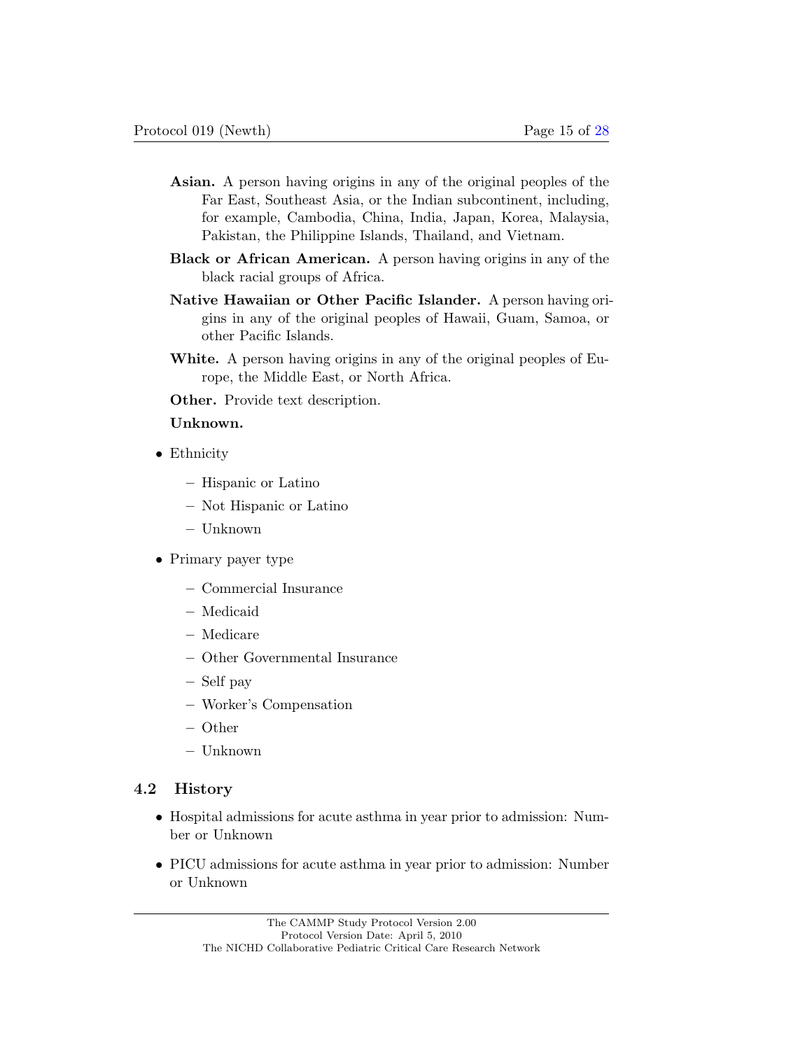**Asian.** A person having origins in any of the original peoples of the Far East, Southeast Asia, or the Indian subcontinent, including, for example, Cambodia, China, India, Japan, Korea, Malaysia, Pakistan, the Philippine Islands, Thailand, and Vietnam.

**Black or African American.** A person having origins in any of the black racial groups of Africa.

**Native Hawaiian or Other Pacific Islander.** A person having origins in any of the original peoples of Hawaii, Guam, Samoa, or other Pacific Islands.

**White.** A person having origins in any of the original peoples of Europe, the Middle East, or North Africa.

**Other.** Provide text description.

**Unknown.**

- Ethnicity
  - Hispanic or Latino
  - Not Hispanic or Latino
  - Unknown
- Primary payer type
  - Commercial Insurance
  - Medicaid
  - Medicare
  - Other Governmental Insurance
  - Self pay
  - Worker's Compensation
  - Other
  - Unknown

### 4.2 History

- Hospital admissions for acute asthma in year prior to admission: Number or Unknown
- PICU admissions for acute asthma in year prior to admission: Number or Unknown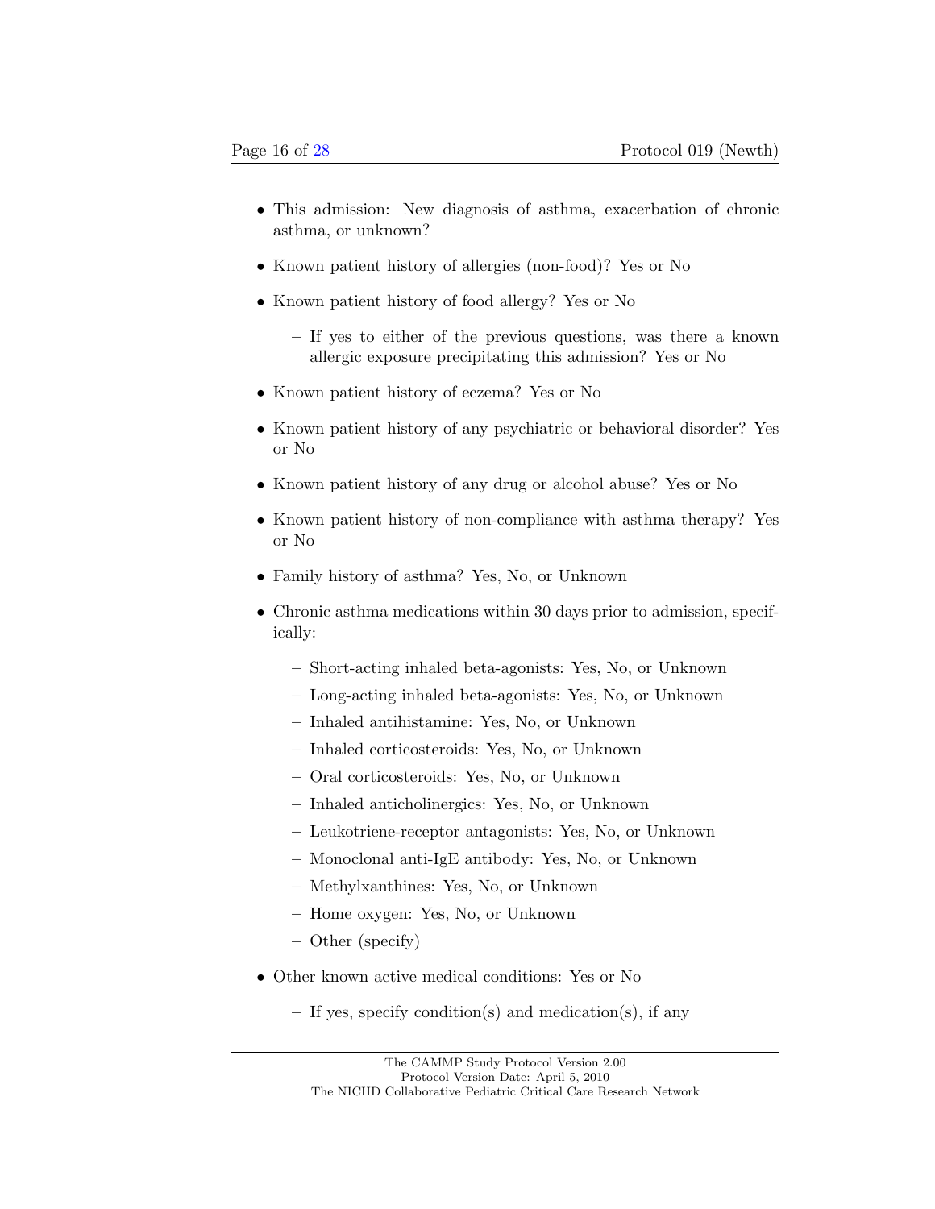- This admission: New diagnosis of asthma, exacerbation of chronic asthma, or unknown?
- Known patient history of allergies (non-food)? Yes or No
- Known patient history of food allergy? Yes or No
  - If yes to either of the previous questions, was there a known allergic exposure precipitating this admission? Yes or No
- Known patient history of eczema? Yes or No
- Known patient history of any psychiatric or behavioral disorder? Yes or No
- Known patient history of any drug or alcohol abuse? Yes or No
- Known patient history of non-compliance with asthma therapy? Yes or No
- Family history of asthma? Yes, No, or Unknown
- Chronic asthma medications within 30 days prior to admission, specifically:
  - Short-acting inhaled beta-agonists: Yes, No, or Unknown
  - Long-acting inhaled beta-agonists: Yes, No, or Unknown
  - Inhaled antihistamine: Yes, No, or Unknown
  - Inhaled corticosteroids: Yes, No, or Unknown
  - Oral corticosteroids: Yes, No, or Unknown
  - Inhaled anticholinergics: Yes, No, or Unknown
  - Leukotriene-receptor antagonists: Yes, No, or Unknown
  - Monoclonal anti-IgE antibody: Yes, No, or Unknown
  - Methylxanthines: Yes, No, or Unknown
  - Home oxygen: Yes, No, or Unknown
  - Other (specify)
- Other known active medical conditions: Yes or No
  - If yes, specify condition(s) and medication(s), if any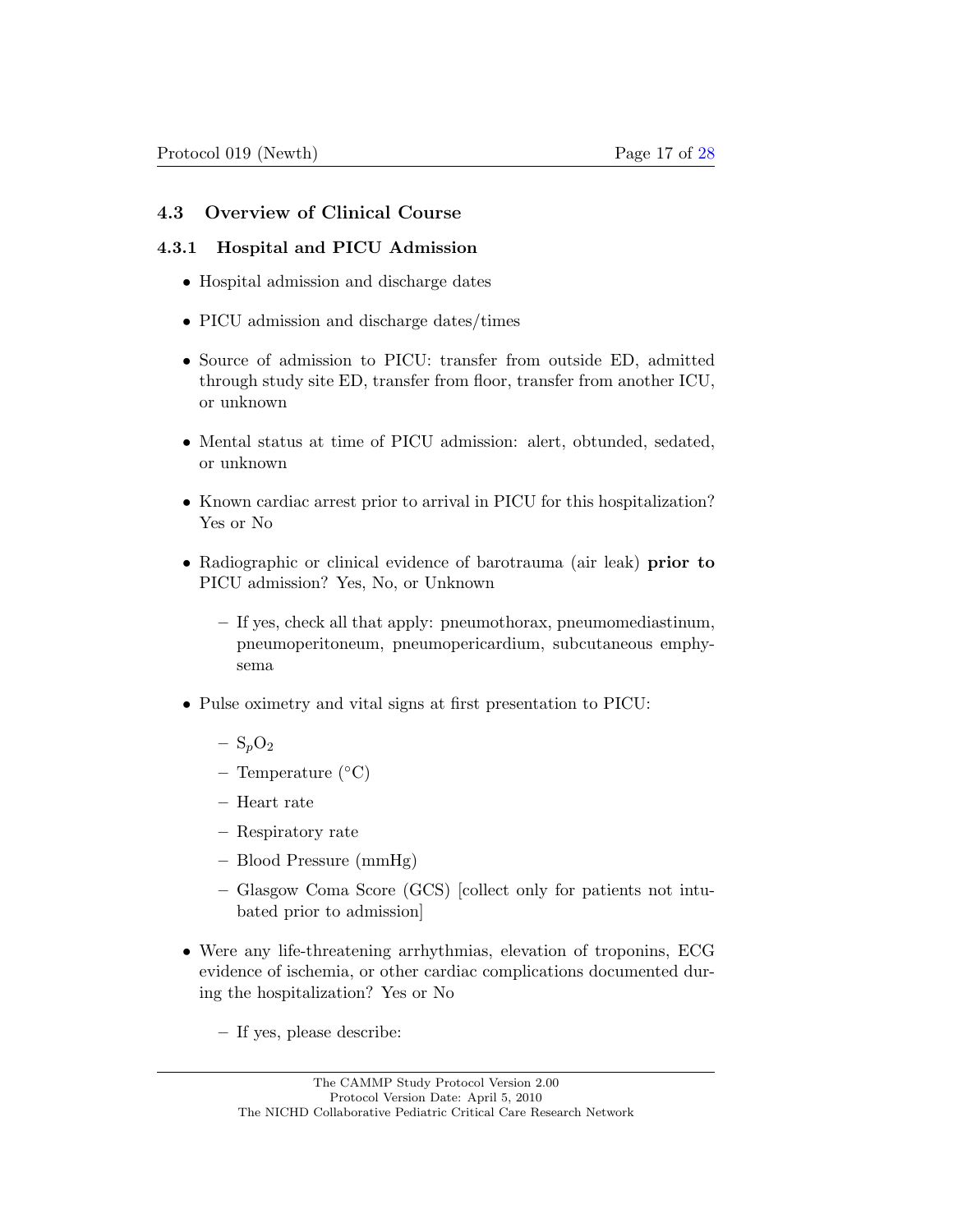## 4.3 Overview of Clinical Course

### 4.3.1 Hospital and PICU Admission

- Hospital admission and discharge dates
- PICU admission and discharge dates/times
- Source of admission to PICU: transfer from outside ED, admitted through study site ED, transfer from floor, transfer from another ICU, or unknown
- Mental status at time of PICU admission: alert, obtunded, sedated, or unknown
- Known cardiac arrest prior to arrival in PICU for this hospitalization? Yes or No
- Radiographic or clinical evidence of barotrauma (air leak) **prior to** PICU admission? Yes, No, or Unknown
  - If yes, check all that apply: pneumothorax, pneumomediastinum, pneumoperitoneum, pneumopericardium, subcutaneous emphysema
- Pulse oximetry and vital signs at first presentation to PICU:
  - $S_pO_2$
  - Temperature (°C)
  - Heart rate
  - Respiratory rate
  - Blood Pressure (mmHg)
  - Glasgow Coma Score (GCS) [collect only for patients not intubated prior to admission]
- Were any life-threatening arrhythmias, elevation of troponins, ECG evidence of ischemia, or other cardiac complications documented during the hospitalization? Yes or No
  - If yes, please describe: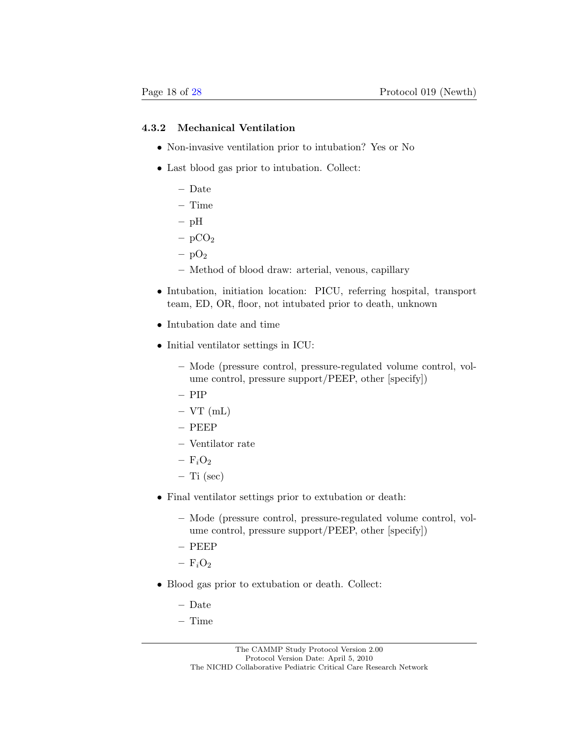#### 4.3.2 Mechanical Ventilation

- Non-invasive ventilation prior to intubation? Yes or No
- Last blood gas prior to intubation. Collect:
  - Date
  - Time
  - pH
  - $pCO_2$
  - $pO_2$
  - Method of blood draw: arterial, venous, capillary
- Intubation, initiation location: PICU, referring hospital, transport team, ED, OR, floor, not intubated prior to death, unknown
- Intubation date and time
- Initial ventilator settings in ICU:
  - Mode (pressure control, pressure-regulated volume control, volume control, pressure support/PEEP, other [specify])
  - PIP
  - VT (mL)
  - PEEP
  - Ventilator rate
  - $F_iO_2$
  - Ti (sec)
- Final ventilator settings prior to extubation or death:
  - Mode (pressure control, pressure-regulated volume control, volume control, pressure support/PEEP, other [specify])
  - PEEP
  - $F_iO_2$
- Blood gas prior to extubation or death. Collect:
  - Date
  - Time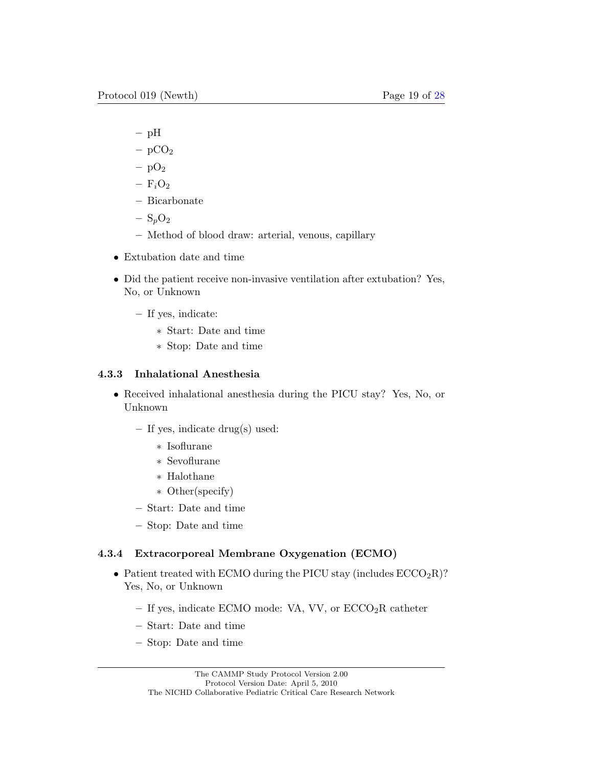- pH
  - $pCO_2$
  - $pO_2$
  - $F_iO_2$
  - Bicarbonate
  - $S_pO_2$
  - Method of blood draw: arterial, venous, capillary

- Extubation date and time
- Did the patient receive non-invasive ventilation after extubation? Yes, No, or Unknown
  - If yes, indicate:
    - Start: Date and time
    - Stop: Date and time

#### 4.3.3 Inhalational Anesthesia

- Received inhalational anesthesia during the PICU stay? Yes, No, or Unknown
  - If yes, indicate drug(s) used:
    - Isoflurane
    - Sevoflurane
    - Halothane
    - Other(specify)
  - Start: Date and time
  - Stop: Date and time

#### 4.3.4 Extracorporeal Membrane Oxygenation (ECMO)

- Patient treated with ECMO during the PICU stay (includes $ECCO_2R$)? Yes, No, or Unknown
  - If yes, indicate ECMO mode: VA, VV, or $ECCO_2R$ catheter
  - Start: Date and time
  - Stop: Date and time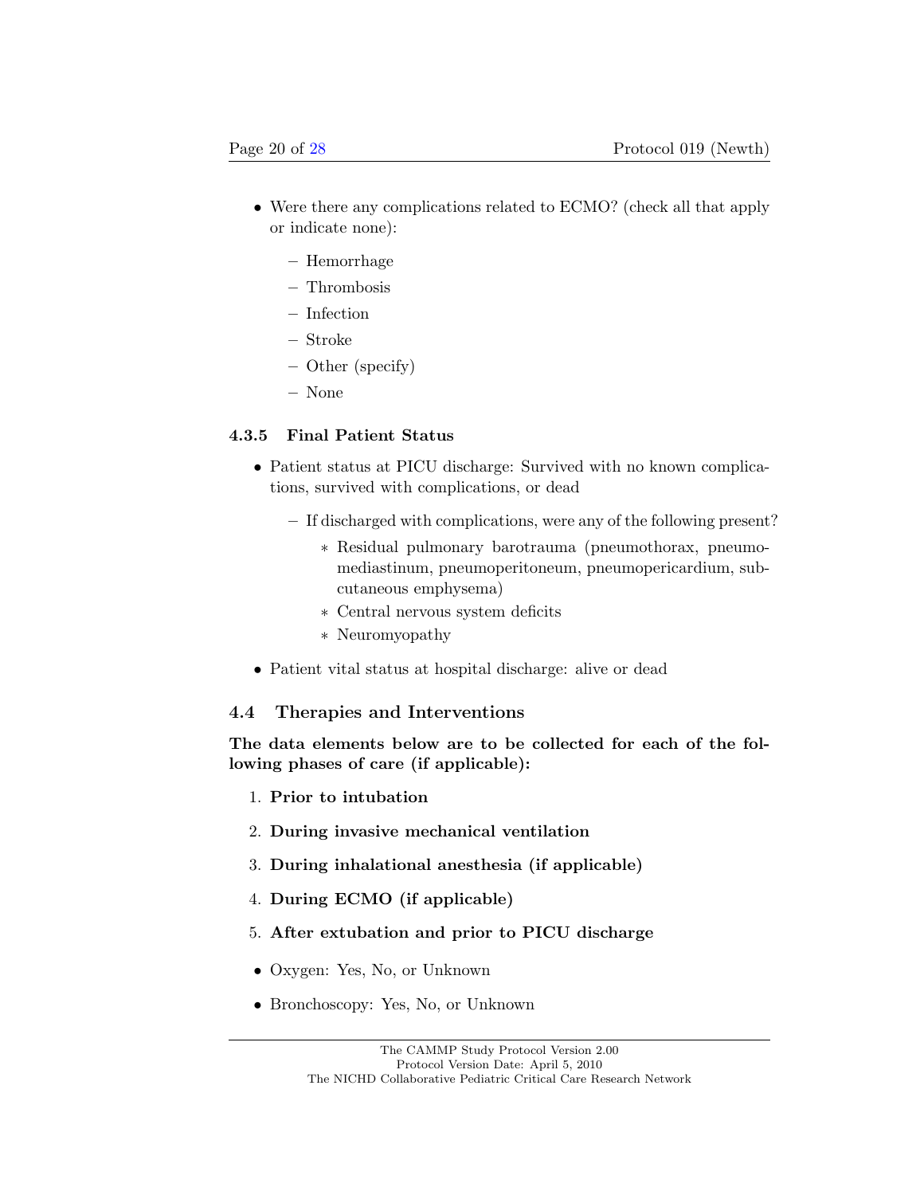- Were there any complications related to ECMO? (check all that apply or indicate none):
  - Hemorrhage
  - Thrombosis
  - Infection
  - Stroke
  - Other (specify)
  - None

### 4.3.5 Final Patient Status

- Patient status at PICU discharge: Survived with no known complications, survived with complications, or dead
  - If discharged with complications, were any of the following present?
    * Residual pulmonary barotrauma (pneumothorax, pneumomediastinum, pneumoperitoneum, pneumopericardium, subcutaneous emphysema)
    * Central nervous system deficits
    * Neuromyopathy
- Patient vital status at hospital discharge: alive or dead

## 4.4 Therapies and Interventions

**The data elements below are to be collected for each of the following phases of care (if applicable):**

1. **Prior to intubation**
2. **During invasive mechanical ventilation**
3. **During inhalational anesthesia (if applicable)**
4. **During ECMO (if applicable)**
5. **After extubation and prior to PICU discharge**

- Oxygen: Yes, No, or Unknown
- Bronchoscopy: Yes, No, or Unknown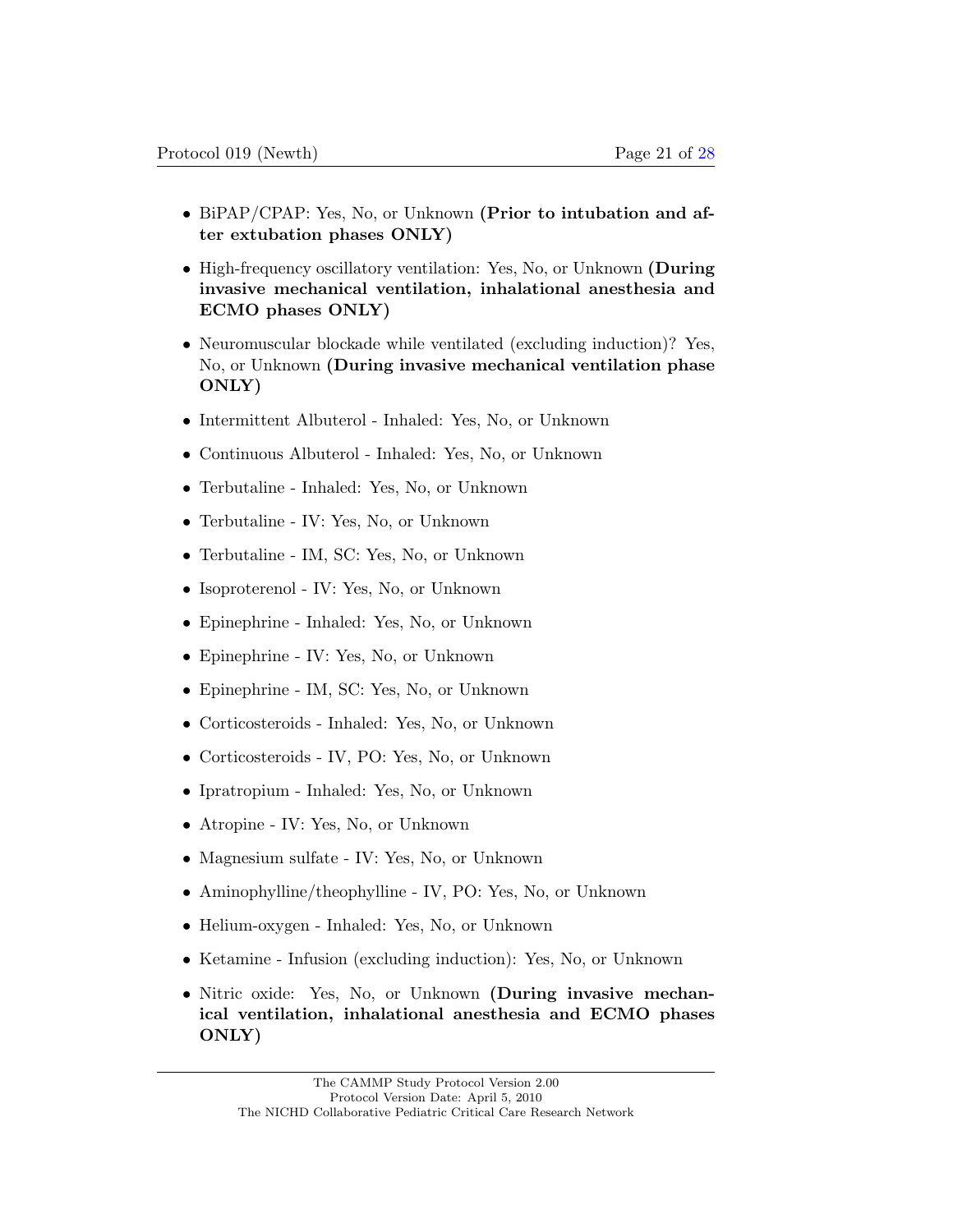- BiPAP/CPAP: Yes, No, or Unknown **(Prior to intubation and after extubation phases ONLY)**
- High-frequency oscillatory ventilation: Yes, No, or Unknown **(During invasive mechanical ventilation, inhalational anesthesia and ECMO phases ONLY)**
- Neuromuscular blockade while ventilated (excluding induction)? Yes, No, or Unknown **(During invasive mechanical ventilation phase ONLY)**
- Intermittent Albuterol - Inhaled: Yes, No, or Unknown
- Continuous Albuterol - Inhaled: Yes, No, or Unknown
- Terbutaline - Inhaled: Yes, No, or Unknown
- Terbutaline - IV: Yes, No, or Unknown
- Terbutaline - IM, SC: Yes, No, or Unknown
- Isoproterenol - IV: Yes, No, or Unknown
- Epinephrine - Inhaled: Yes, No, or Unknown
- Epinephrine - IV: Yes, No, or Unknown
- Epinephrine - IM, SC: Yes, No, or Unknown
- Corticosteroids - Inhaled: Yes, No, or Unknown
- Corticosteroids - IV, PO: Yes, No, or Unknown
- Ipratropium - Inhaled: Yes, No, or Unknown
- Atropine - IV: Yes, No, or Unknown
- Magnesium sulfate - IV: Yes, No, or Unknown
- Aminophylline/theophylline - IV, PO: Yes, No, or Unknown
- Helium-oxygen - Inhaled: Yes, No, or Unknown
- Ketamine - Infusion (excluding induction): Yes, No, or Unknown
- Nitric oxide: Yes, No, or Unknown **(During invasive mechanical ventilation, inhalational anesthesia and ECMO phases ONLY)**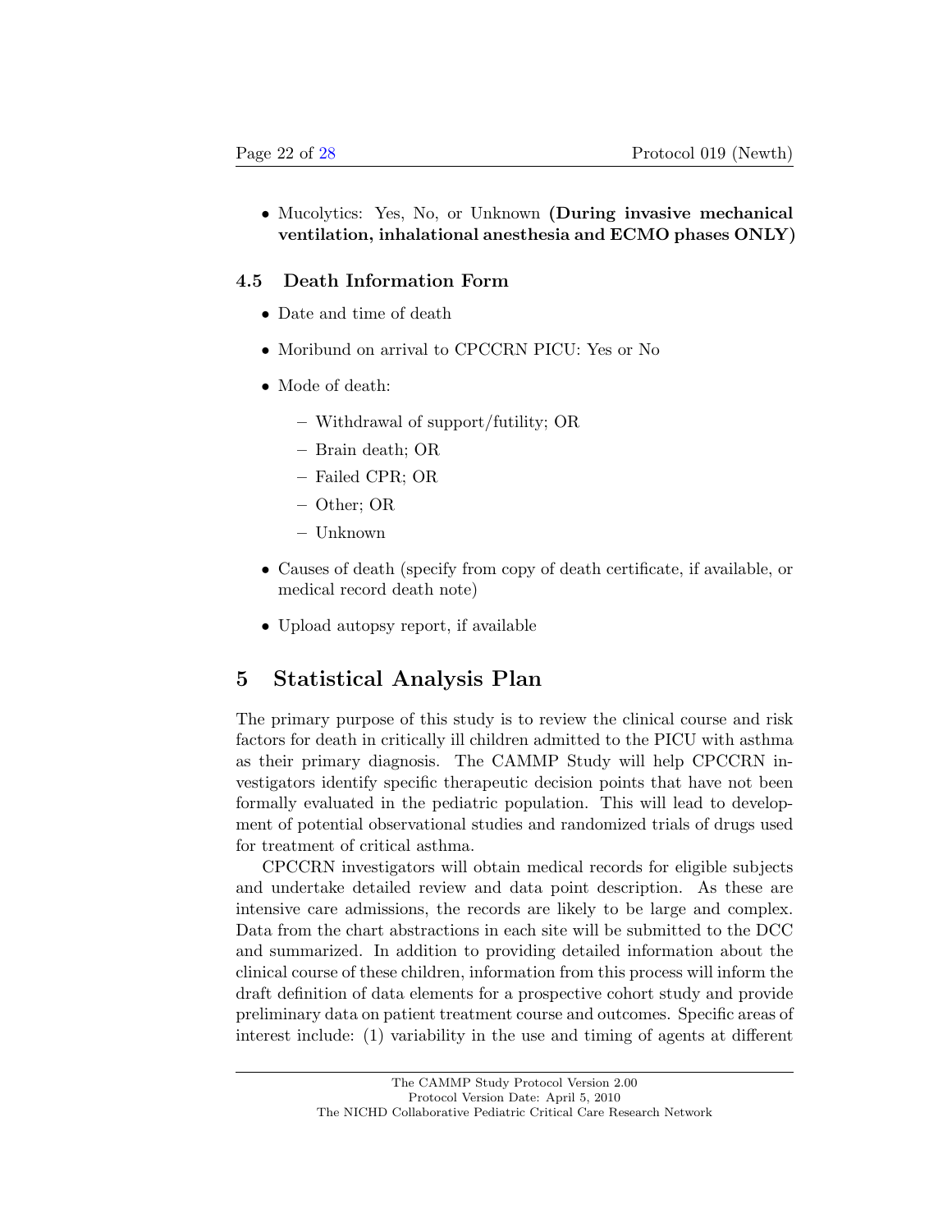- Mucolytics: Yes, No, or Unknown **(During invasive mechanical ventilation, inhalational anesthesia and ECMO phases ONLY)**

### 4.5 Death Information Form

- Date and time of death
- Moribund on arrival to CPCCRN PICU: Yes or No
- Mode of death:
  - Withdrawal of support/futility; OR
  - Brain death; OR
  - Failed CPR; OR
  - Other; OR
  - Unknown
- Causes of death (specify from copy of death certificate, if available, or medical record death note)
- Upload autopsy report, if available

## 5 Statistical Analysis Plan

The primary purpose of this study is to review the clinical course and risk factors for death in critically ill children admitted to the PICU with asthma as their primary diagnosis. The CAMMP Study will help CPCCRN investigators identify specific therapeutic decision points that have not been formally evaluated in the pediatric population. This will lead to development of potential observational studies and randomized trials of drugs used for treatment of critical asthma.

CPCCRN investigators will obtain medical records for eligible subjects and undertake detailed review and data point description. As these are intensive care admissions, the records are likely to be large and complex. Data from the chart abstractions in each site will be submitted to the DCC and summarized. In addition to providing detailed information about the clinical course of these children, information from this process will inform the draft definition of data elements for a prospective cohort study and provide preliminary data on patient treatment course and outcomes. Specific areas of interest include: (1) variability in the use and timing of agents at different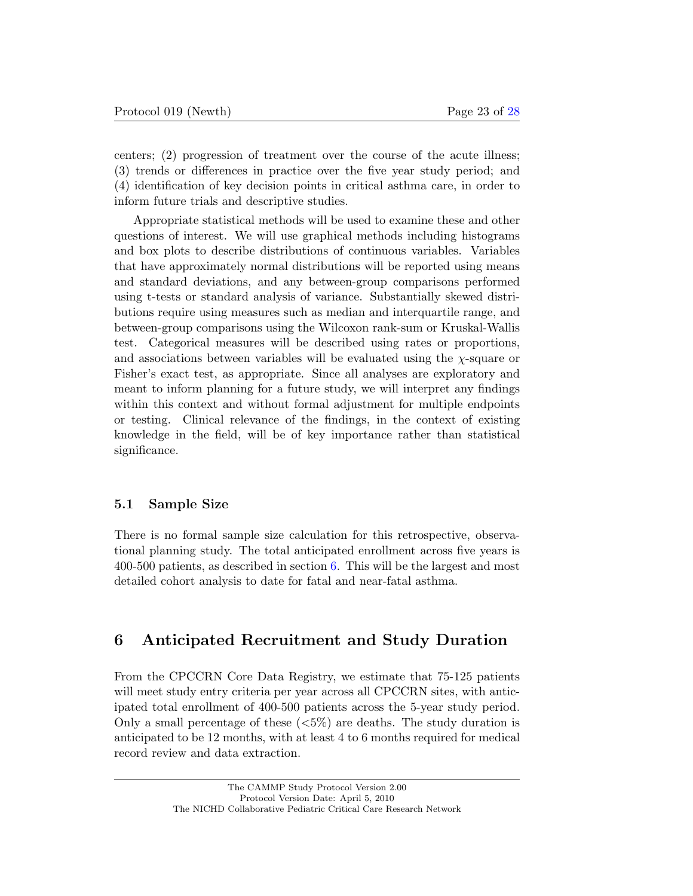centers; (2) progression of treatment over the course of the acute illness; (3) trends or differences in practice over the five year study period; and (4) identification of key decision points in critical asthma care, in order to inform future trials and descriptive studies.

Appropriate statistical methods will be used to examine these and other questions of interest. We will use graphical methods including histograms and box plots to describe distributions of continuous variables. Variables that have approximately normal distributions will be reported using means and standard deviations, and any between-group comparisons performed using t-tests or standard analysis of variance. Substantially skewed distributions require using measures such as median and interquartile range, and between-group comparisons using the Wilcoxon rank-sum or Kruskal-Wallis test. Categorical measures will be described using rates or proportions, and associations between variables will be evaluated using the $\chi$-square or Fisher's exact test, as appropriate. Since all analyses are exploratory and meant to inform planning for a future study, we will interpret any findings within this context and without formal adjustment for multiple endpoints or testing. Clinical relevance of the findings, in the context of existing knowledge in the field, will be of key importance rather than statistical significance.

### 5.1 Sample Size

There is no formal sample size calculation for this retrospective, observational planning study. The total anticipated enrollment across five years is 400-500 patients, as described in section 6. This will be the largest and most detailed cohort analysis to date for fatal and near-fatal asthma.

## 6 Anticipated Recruitment and Study Duration

From the CPCCRN Core Data Registry, we estimate that 75-125 patients will meet study entry criteria per year across all CPCCRN sites, with anticipated total enrollment of 400-500 patients across the 5-year study period. Only a small percentage of these (<5%) are deaths. The study duration is anticipated to be 12 months, with at least 4 to 6 months required for medical record review and data extraction.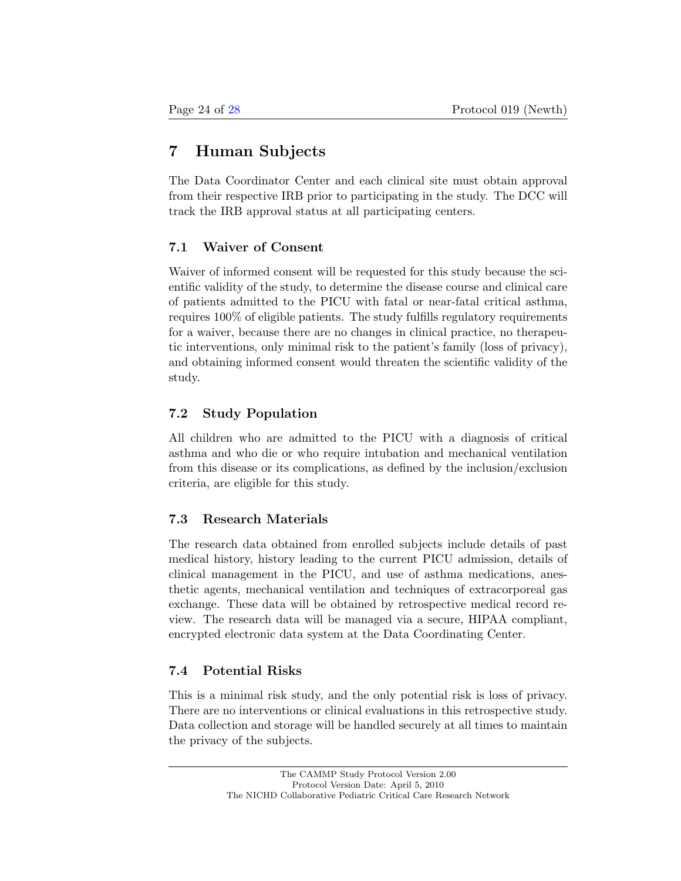# 7 Human Subjects

The Data Coordinator Center and each clinical site must obtain approval from their respective IRB prior to participating in the study. The DCC will track the IRB approval status at all participating centers.

## 7.1 Waiver of Consent

Waiver of informed consent will be requested for this study because the scientific validity of the study, to determine the disease course and clinical care of patients admitted to the PICU with fatal or near-fatal critical asthma, requires 100% of eligible patients. The study fulfills regulatory requirements for a waiver, because there are no changes in clinical practice, no therapeutic interventions, only minimal risk to the patient's family (loss of privacy), and obtaining informed consent would threaten the scientific validity of the study.

## 7.2 Study Population

All children who are admitted to the PICU with a diagnosis of critical asthma and who die or who require intubation and mechanical ventilation from this disease or its complications, as defined by the inclusion/exclusion criteria, are eligible for this study.

## 7.3 Research Materials

The research data obtained from enrolled subjects include details of past medical history, history leading to the current PICU admission, details of clinical management in the PICU, and use of asthma medications, anesthetic agents, mechanical ventilation and techniques of extracorporeal gas exchange. These data will be obtained by retrospective medical record review. The research data will be managed via a secure, HIPAA compliant, encrypted electronic data system at the Data Coordinating Center.

## 7.4 Potential Risks

This is a minimal risk study, and the only potential risk is loss of privacy. There are no interventions or clinical evaluations in this retrospective study. Data collection and storage will be handled securely at all times to maintain the privacy of the subjects.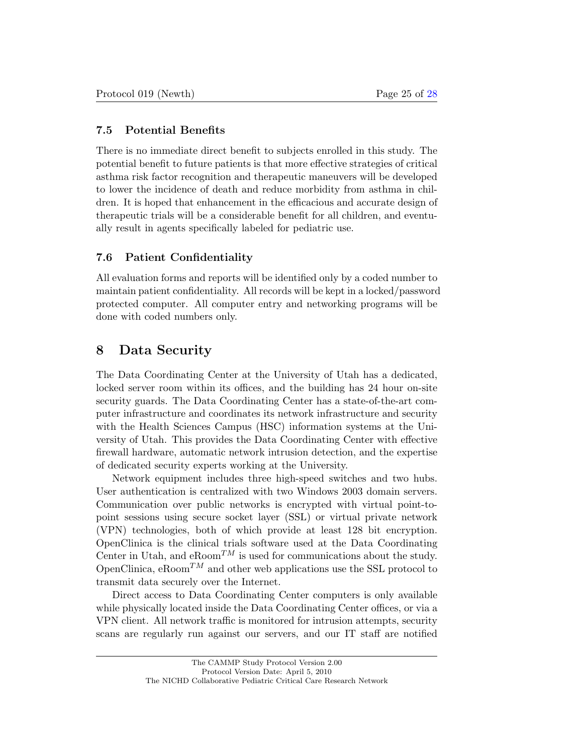### 7.5 Potential Benefits

There is no immediate direct benefit to subjects enrolled in this study. The potential benefit to future patients is that more effective strategies of critical asthma risk factor recognition and therapeutic maneuvers will be developed to lower the incidence of death and reduce morbidity from asthma in children. It is hoped that enhancement in the efficacious and accurate design of therapeutic trials will be a considerable benefit for all children, and eventually result in agents specifically labeled for pediatric use.

### 7.6 Patient Confidentiality

All evaluation forms and reports will be identified only by a coded number to maintain patient confidentiality. All records will be kept in a locked/password protected computer. All computer entry and networking programs will be done with coded numbers only.

## 8 Data Security

The Data Coordinating Center at the University of Utah has a dedicated, locked server room within its offices, and the building has 24 hour on-site security guards. The Data Coordinating Center has a state-of-the-art computer infrastructure and coordinates its network infrastructure and security with the Health Sciences Campus (HSC) information systems at the University of Utah. This provides the Data Coordinating Center with effective firewall hardware, automatic network intrusion detection, and the expertise of dedicated security experts working at the University.

Network equipment includes three high-speed switches and two hubs. User authentication is centralized with two Windows 2003 domain servers. Communication over public networks is encrypted with virtual point-to-point sessions using secure socket layer (SSL) or virtual private network (VPN) technologies, both of which provide at least 128 bit encryption. OpenClinica is the clinical trials software used at the Data Coordinating Center in Utah, and eRoom$^{TM}$ is used for communications about the study. OpenClinica, eRoom$^{TM}$ and other web applications use the SSL protocol to transmit data securely over the Internet.

Direct access to Data Coordinating Center computers is only available while physically located inside the Data Coordinating Center offices, or via a VPN client. All network traffic is monitored for intrusion attempts, security scans are regularly run against our servers, and our IT staff are notified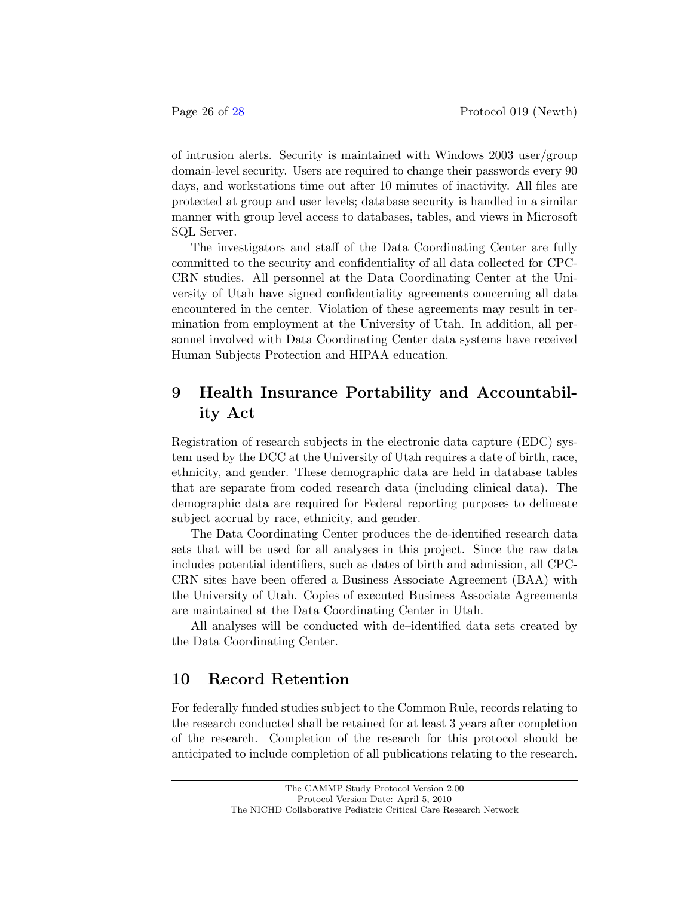of intrusion alerts. Security is maintained with Windows 2003 user/group domain-level security. Users are required to change their passwords every 90 days, and workstations time out after 10 minutes of inactivity. All files are protected at group and user levels; database security is handled in a similar manner with group level access to databases, tables, and views in Microsoft SQL Server.

The investigators and staff of the Data Coordinating Center are fully committed to the security and confidentiality of all data collected for CPCCRN studies. All personnel at the Data Coordinating Center at the University of Utah have signed confidentiality agreements concerning all data encountered in the center. Violation of these agreements may result in termination from employment at the University of Utah. In addition, all personnel involved with Data Coordinating Center data systems have received Human Subjects Protection and HIPAA education.

# 9 Health Insurance Portability and Accountability Act

Registration of research subjects in the electronic data capture (EDC) system used by the DCC at the University of Utah requires a date of birth, race, ethnicity, and gender. These demographic data are held in database tables that are separate from coded research data (including clinical data). The demographic data are required for Federal reporting purposes to delineate subject accrual by race, ethnicity, and gender.

The Data Coordinating Center produces the de-identified research data sets that will be used for all analyses in this project. Since the raw data includes potential identifiers, such as dates of birth and admission, all CPCCRN sites have been offered a Business Associate Agreement (BAA) with the University of Utah. Copies of executed Business Associate Agreements are maintained at the Data Coordinating Center in Utah.

All analyses will be conducted with de–identified data sets created by the Data Coordinating Center.

# 10 Record Retention

For federally funded studies subject to the Common Rule, records relating to the research conducted shall be retained for at least 3 years after completion of the research. Completion of the research for this protocol should be anticipated to include completion of all publications relating to the research.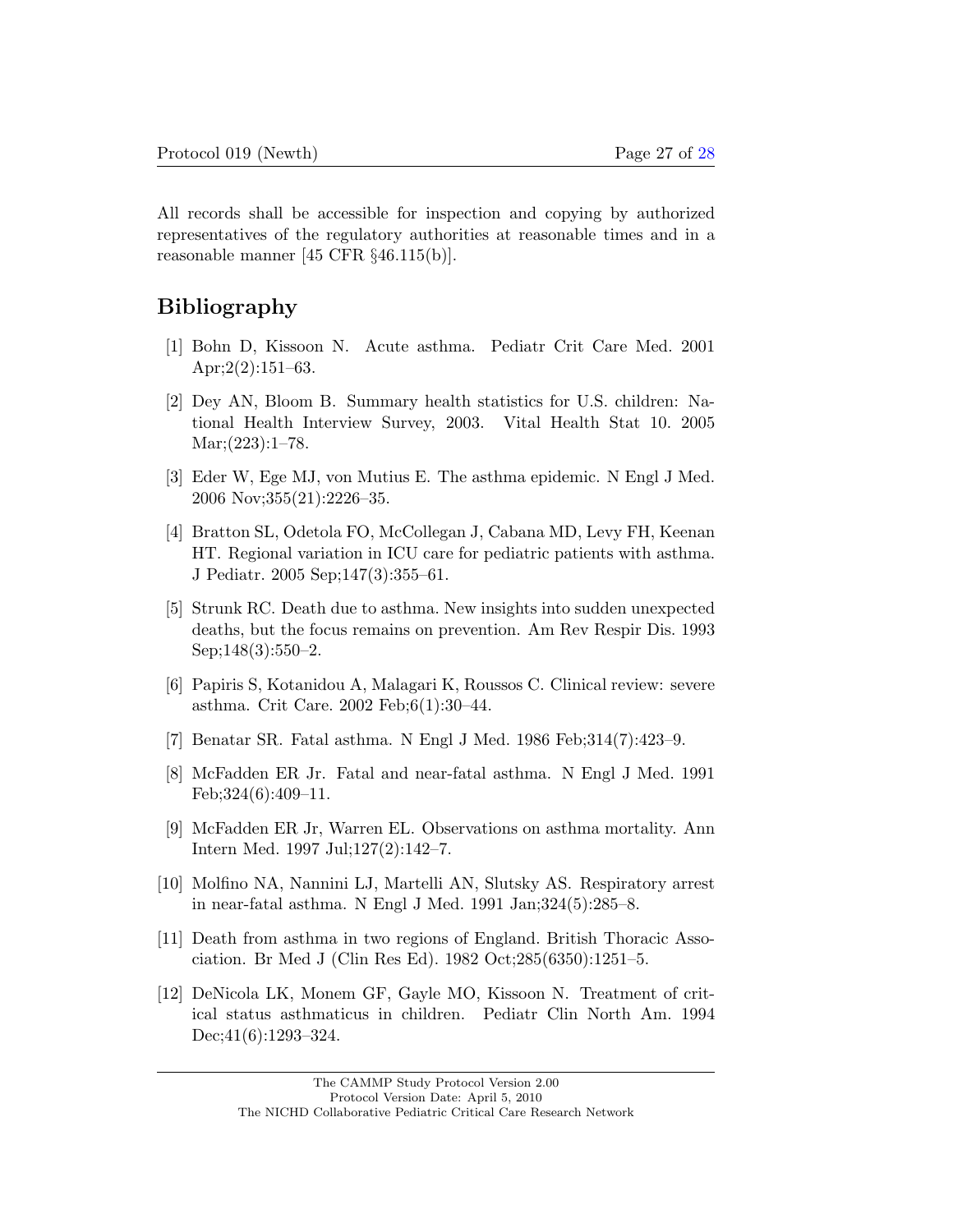All records shall be accessible for inspection and copying by authorized representatives of the regulatory authorities at reasonable times and in a reasonable manner [45 CFR §46.115(b)].

# Bibliography

[1] Bohn D, Kissoon N. Acute asthma. Pediatr Crit Care Med. 2001 Apr;2(2):151–63.

[2] Dey AN, Bloom B. Summary health statistics for U.S. children: National Health Interview Survey, 2003. Vital Health Stat 10. 2005 Mar;(223):1–78.

[3] Eder W, Ege MJ, von Mutius E. The asthma epidemic. N Engl J Med. 2006 Nov;355(21):2226–35.

[4] Bratton SL, Odetola FO, McCollegan J, Cabana MD, Levy FH, Keenan HT. Regional variation in ICU care for pediatric patients with asthma. J Pediatr. 2005 Sep;147(3):355–61.

[5] Strunk RC. Death due to asthma. New insights into sudden unexpected deaths, but the focus remains on prevention. Am Rev Respir Dis. 1993 Sep;148(3):550–2.

[6] Papiris S, Kotanidou A, Malagari K, Roussos C. Clinical review: severe asthma. Crit Care. 2002 Feb;6(1):30–44.

[7] Benatar SR. Fatal asthma. N Engl J Med. 1986 Feb;314(7):423–9.

[8] McFadden ER Jr. Fatal and near-fatal asthma. N Engl J Med. 1991 Feb;324(6):409–11.

[9] McFadden ER Jr, Warren EL. Observations on asthma mortality. Ann Intern Med. 1997 Jul;127(2):142–7.

[10] Molfino NA, Nannini LJ, Martelli AN, Slutsky AS. Respiratory arrest in near-fatal asthma. N Engl J Med. 1991 Jan;324(5):285–8.

[11] Death from asthma in two regions of England. British Thoracic Association. Br Med J (Clin Res Ed). 1982 Oct;285(6350):1251–5.

[12] DeNicola LK, Monem GF, Gayle MO, Kissoon N. Treatment of critical status asthmaticus in children. Pediatr Clin North Am. 1994 Dec;41(6):1293–324.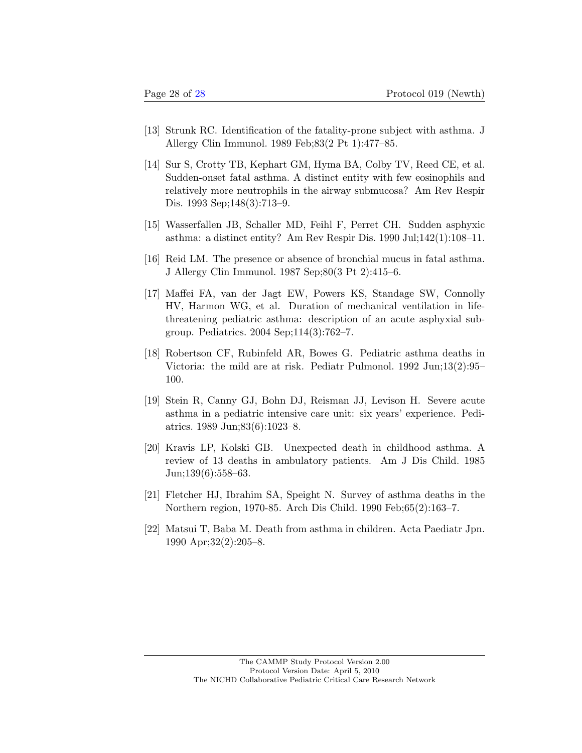[13] Strunk RC. Identification of the fatality-prone subject with asthma. J Allergy Clin Immunol. 1989 Feb;83(2 Pt 1):477–85.

[14] Sur S, Crotty TB, Kephart GM, Hyma BA, Colby TV, Reed CE, et al. Sudden-onset fatal asthma. A distinct entity with few eosinophils and relatively more neutrophils in the airway submucosa? Am Rev Respir Dis. 1993 Sep;148(3):713–9.

[15] Wasserfallen JB, Schaller MD, Feihl F, Perret CH. Sudden asphyxic asthma: a distinct entity? Am Rev Respir Dis. 1990 Jul;142(1):108–11.

[16] Reid LM. The presence or absence of bronchial mucus in fatal asthma. J Allergy Clin Immunol. 1987 Sep;80(3 Pt 2):415–6.

[17] Maffei FA, van der Jagt EW, Powers KS, Standage SW, Connolly HV, Harmon WG, et al. Duration of mechanical ventilation in life-threatening pediatric asthma: description of an acute asphyxial subgroup. Pediatrics. 2004 Sep;114(3):762–7.

[18] Robertson CF, Rubinfeld AR, Bowes G. Pediatric asthma deaths in Victoria: the mild are at risk. Pediatr Pulmonol. 1992 Jun;13(2):95–100.

[19] Stein R, Canny GJ, Bohn DJ, Reisman JJ, Levison H. Severe acute asthma in a pediatric intensive care unit: six years' experience. Pediatrics. 1989 Jun;83(6):1023–8.

[20] Kravis LP, Kolski GB. Unexpected death in childhood asthma. A review of 13 deaths in ambulatory patients. Am J Dis Child. 1985 Jun;139(6):558–63.

[21] Fletcher HJ, Ibrahim SA, Speight N. Survey of asthma deaths in the Northern region, 1970-85. Arch Dis Child. 1990 Feb;65(2):163–7.

[22] Matsui T, Baba M. Death from asthma in children. Acta Paediatr Jpn. 1990 Apr;32(2):205–8.